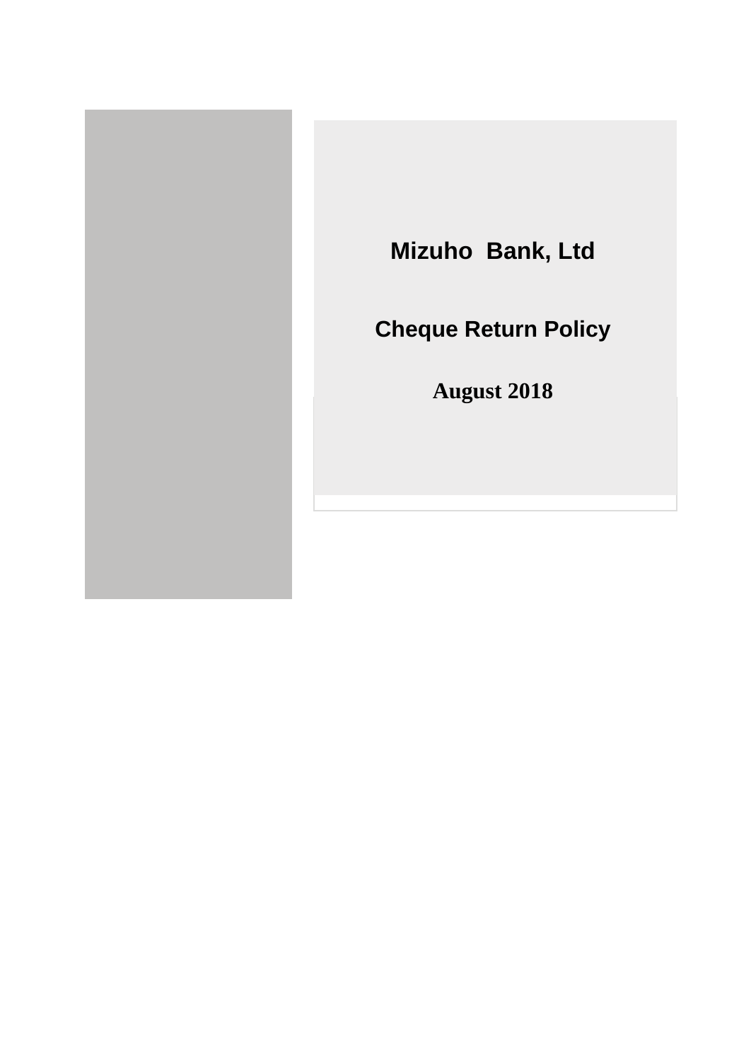# Mizuho  Bank, Ltd

## Cheque Return Policy

**August 2018**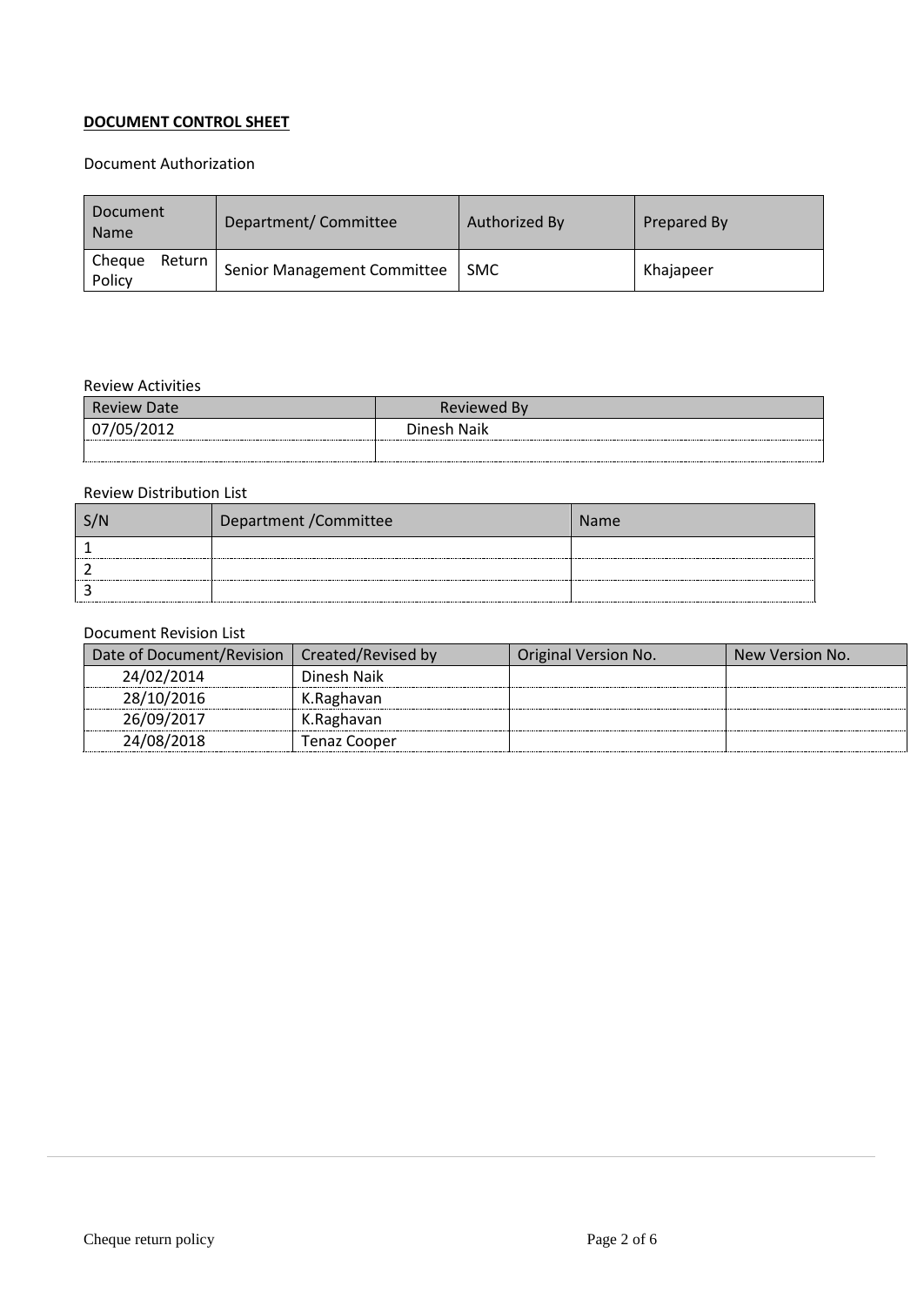**DOCUMENT CONTROL SHEET**

Document Authorization

| Document Name | Department/ Committee | Authorized By | Prepared By |
|---|---|---|---|
| Cheque Return Policy | Senior Management Committee | SMC | Khajapeer |

Review Activities

| Review Date | Reviewed By |
|---|---|
| 07/05/2012 | Dinesh Naik |
| | |

Review Distribution List

| S/N | Department /Committee | Name |
|---|---|---|
| 1 | | |
| 2 | | |
| 3 | | |

Document Revision List

| Date of Document/Revision | Created/Revised by | Original Version No. | New Version No. |
|---|---|---|---|
| 24/02/2014 | Dinesh Naik | | |
| 28/10/2016 | K.Raghavan | | |
| 26/09/2017 | K.Raghavan | | |
| 24/08/2018 | Tenaz Cooper | | |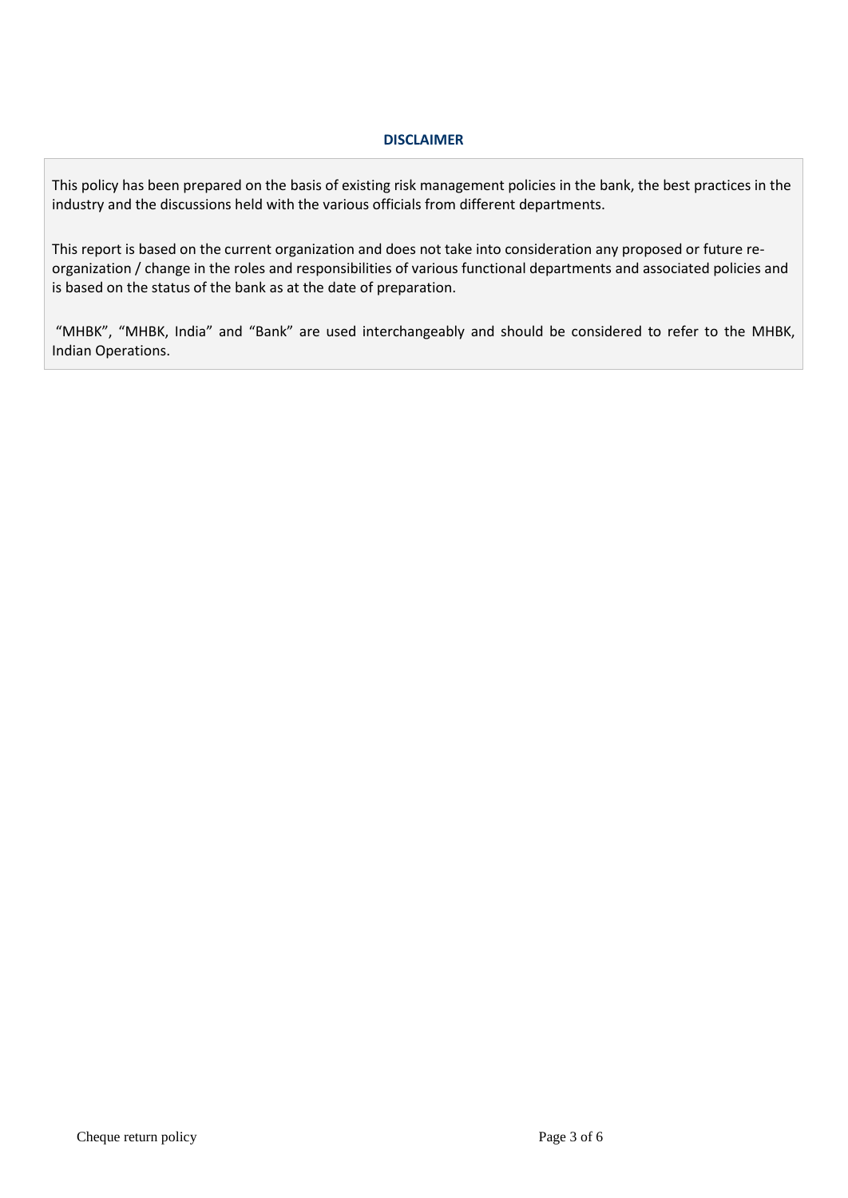## DISCLAIMER

This policy has been prepared on the basis of existing risk management policies in the bank, the best practices in the industry and the discussions held with the various officials from different departments.

This report is based on the current organization and does not take into consideration any proposed or future re-organization / change in the roles and responsibilities of various functional departments and associated policies and is based on the status of the bank as at the date of preparation.

"MHBK", "MHBK, India" and "Bank" are used interchangeably and should be considered to refer to the MHBK, Indian Operations.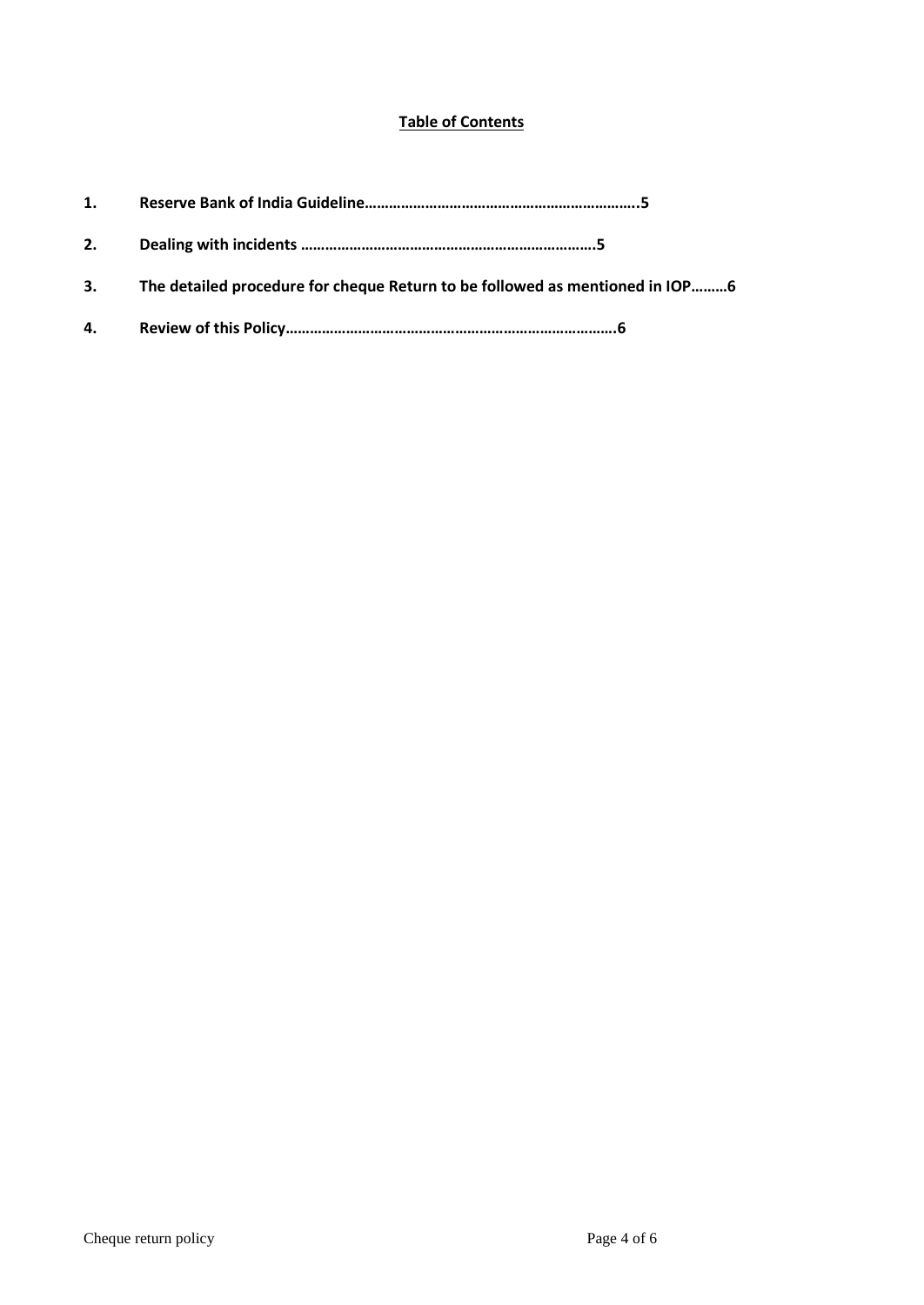**Table of Contents**

1. **Reserve Bank of India Guideline…………………………………………………………..5**

2. **Dealing with incidents ………………………………………………………………..5**

3. **The detailed procedure for cheque Return to be followed as mentioned in IOP………6**

4. **Review of this Policy……………………………………………………………………….6**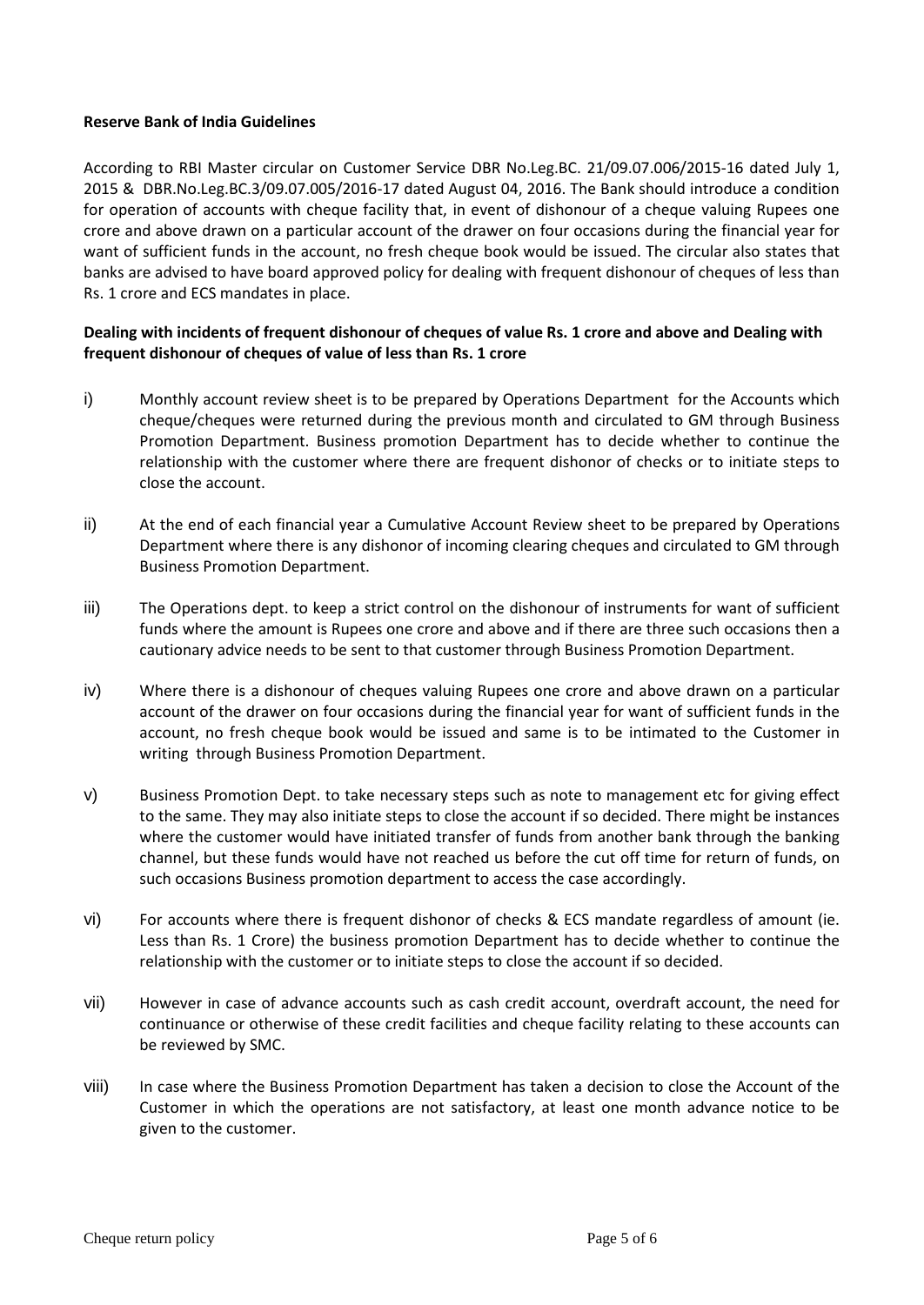**Reserve Bank of India Guidelines**

According to RBI Master circular on Customer Service DBR No.Leg.BC. 21/09.07.006/2015-16 dated July 1, 2015 & DBR.No.Leg.BC.3/09.07.005/2016-17 dated August 04, 2016. The Bank should introduce a condition for operation of accounts with cheque facility that, in event of dishonour of a cheque valuing Rupees one crore and above drawn on a particular account of the drawer on four occasions during the financial year for want of sufficient funds in the account, no fresh cheque book would be issued. The circular also states that banks are advised to have board approved policy for dealing with frequent dishonour of cheques of less than Rs. 1 crore and ECS mandates in place.

**Dealing with incidents of frequent dishonour of cheques of value Rs. 1 crore and above and Dealing with frequent dishonour of cheques of value of less than Rs. 1 crore**

i) Monthly account review sheet is to be prepared by Operations Department for the Accounts which cheque/cheques were returned during the previous month and circulated to GM through Business Promotion Department. Business promotion Department has to decide whether to continue the relationship with the customer where there are frequent dishonor of checks or to initiate steps to close the account.

ii) At the end of each financial year a Cumulative Account Review sheet to be prepared by Operations Department where there is any dishonor of incoming clearing cheques and circulated to GM through Business Promotion Department.

iii) The Operations dept. to keep a strict control on the dishonour of instruments for want of sufficient funds where the amount is Rupees one crore and above and if there are three such occasions then a cautionary advice needs to be sent to that customer through Business Promotion Department.

iv) Where there is a dishonour of cheques valuing Rupees one crore and above drawn on a particular account of the drawer on four occasions during the financial year for want of sufficient funds in the account, no fresh cheque book would be issued and same is to be intimated to the Customer in writing through Business Promotion Department.

v) Business Promotion Dept. to take necessary steps such as note to management etc for giving effect to the same. They may also initiate steps to close the account if so decided. There might be instances where the customer would have initiated transfer of funds from another bank through the banking channel, but these funds would have not reached us before the cut off time for return of funds, on such occasions Business promotion department to access the case accordingly.

vi) For accounts where there is frequent dishonor of checks & ECS mandate regardless of amount (ie. Less than Rs. 1 Crore) the business promotion Department has to decide whether to continue the relationship with the customer or to initiate steps to close the account if so decided.

vii) However in case of advance accounts such as cash credit account, overdraft account, the need for continuance or otherwise of these credit facilities and cheque facility relating to these accounts can be reviewed by SMC.

viii) In case where the Business Promotion Department has taken a decision to close the Account of the Customer in which the operations are not satisfactory, at least one month advance notice to be given to the customer.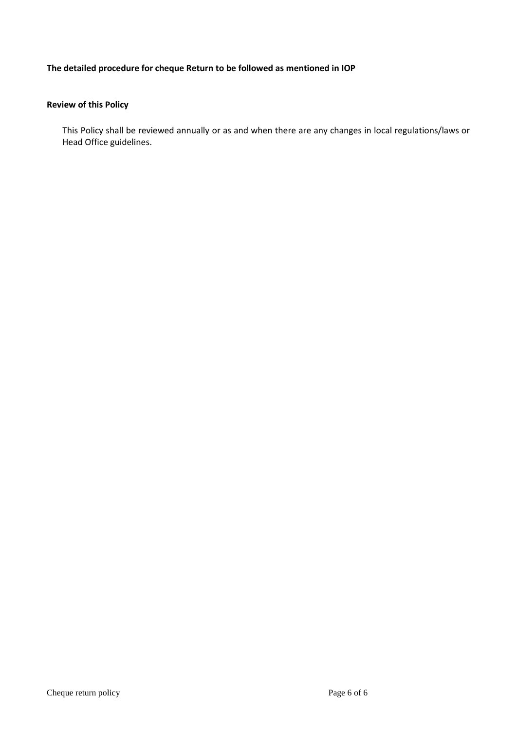**The detailed procedure for cheque Return to be followed as mentioned in IOP**

**Review of this Policy**

This Policy shall be reviewed annually or as and when there are any changes in local regulations/laws or Head Office guidelines.